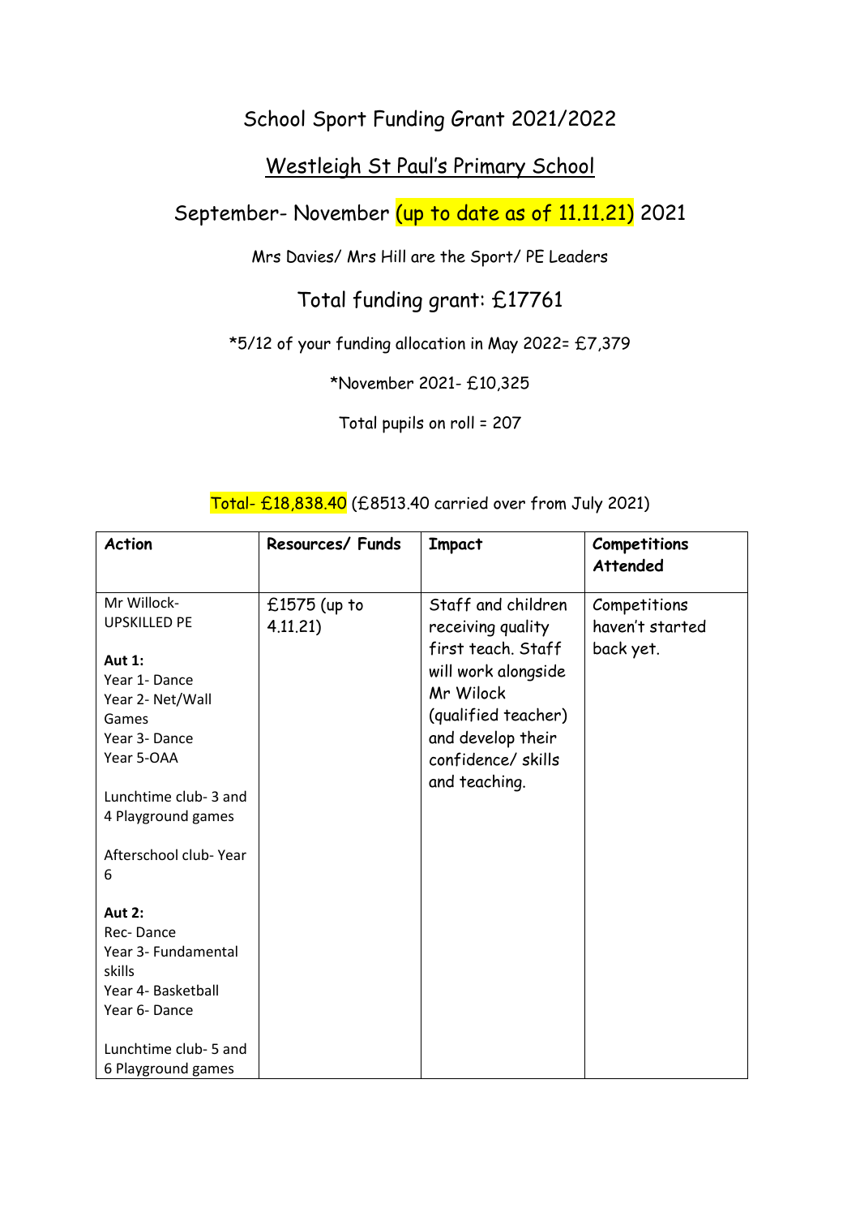# School Sport Funding Grant 2021/2022

## Westleigh St Paul's Primary School

## September- November (up to date as of 11.11.21) 2021

Mrs Davies/ Mrs Hill are the Sport/ PE Leaders

### Total funding grant: £17761

*5/12 of your funding allocation in May 2022= £7,379

*November 2021- £10,325

Total pupils on roll = 207

Total- £18,838.40 (£8513.40 carried over from July 2021)

| Action | Resources/ Funds | Impact | Competitions Attended |
|---|---|---|---|
| Mr Willock- UPSKILLED PE<br><br>**Aut 1:**<br>Year 1- Dance<br>Year 2- Net/Wall Games<br>Year 3- Dance<br>Year 5-OAA<br><br>Lunchtime club- 3 and 4 Playground games<br><br>Afterschool club- Year 6<br><br>**Aut 2:**<br>Rec- Dance<br>Year 3- Fundamental skills<br>Year 4- Basketball<br>Year 6- Dance<br><br>Lunchtime club- 5 and 6 Playground games | £1575 (up to 4.11.21) | Staff and children receiving quality first teach. Staff will work alongside Mr Wilock (qualified teacher) and develop their confidence/ skills and teaching. | Competitions haven't started back yet. |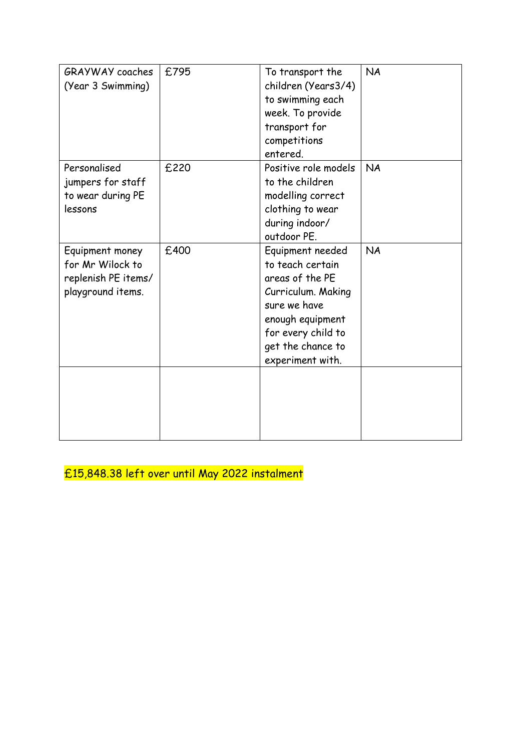| | | | |
|---|---|---|---|
| GRAYWAY coaches (Year 3 Swimming) | £795 | To transport the children (Years3/4) to swimming each week. To provide transport for competitions entered. | NA |
| Personalised jumpers for staff to wear during PE lessons | £220 | Positive role models to the children modelling correct clothing to wear during indoor/ outdoor PE. | NA |
| Equipment money for Mr Wilock to replenish PE items/ playground items. | £400 | Equipment needed to teach certain areas of the PE Curriculum. Making sure we have enough equipment for every child to get the chance to experiment with. | NA |
| | | | |

£15,848.38 left over until May 2022 instalment